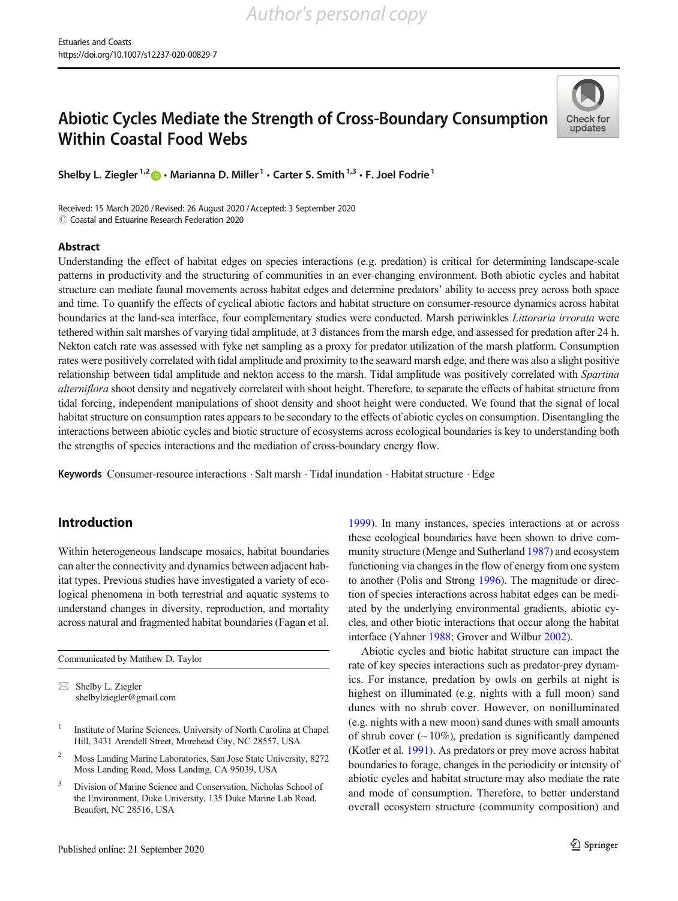# Abiotic Cycles Mediate the Strength of Cross-Boundary Consumption Within Coastal Food Webs

Shelby L. Ziegler[1,2] · Marianna D. Miller[1] · Carter S. Smith[1,3] · F. Joel Fodrie[1]

Received: 15 March 2020 / Revised: 26 August 2020 / Accepted: 3 September 2020
© Coastal and Estuarine Research Federation 2020

## Abstract

Understanding the effect of habitat edges on species interactions (e.g. predation) is critical for determining landscape-scale patterns in productivity and the structuring of communities in an ever-changing environment. Both abiotic cycles and habitat structure can mediate faunal movements across habitat edges and determine predators' ability to access prey across both space and time. To quantify the effects of cyclical abiotic factors and habitat structure on consumer-resource dynamics across habitat boundaries at the land-sea interface, four complementary studies were conducted. Marsh periwinkles *Littoraria irrorata* were tethered within salt marshes of varying tidal amplitude, at 3 distances from the marsh edge, and assessed for predation after 24 h. Nekton catch rate was assessed with fyke net sampling as a proxy for predator utilization of the marsh platform. Consumption rates were positively correlated with tidal amplitude and proximity to the seaward marsh edge, and there was also a slight positive relationship between tidal amplitude and nekton access to the marsh. Tidal amplitude was positively correlated with *Spartina alterniflora* shoot density and negatively correlated with shoot height. Therefore, to separate the effects of habitat structure from tidal forcing, independent manipulations of shoot density and shoot height were conducted. We found that the signal of local habitat structure on consumption rates appears to be secondary to the effects of abiotic cycles on consumption. Disentangling the interactions between abiotic cycles and biotic structure of ecosystems across ecological boundaries is key to understanding both the strengths of species interactions and the mediation of cross-boundary energy flow.

**Keywords** Consumer-resource interactions · Salt marsh · Tidal inundation · Habitat structure · Edge

## Introduction

Within heterogeneous landscape mosaics, habitat boundaries can alter the connectivity and dynamics between adjacent habitat types. Previous studies have investigated a variety of ecological phenomena in both terrestrial and aquatic systems to understand changes in diversity, reproduction, and mortality across natural and fragmented habitat boundaries (Fagan et al. 1999). In many instances, species interactions at or across these ecological boundaries have been shown to drive community structure (Menge and Sutherland 1987) and ecosystem functioning via changes in the flow of energy from one system to another (Polis and Strong 1996). The magnitude or direction of species interactions across habitat edges can be mediated by the underlying environmental gradients, abiotic cycles, and other biotic interactions that occur along the habitat interface (Yahner 1988; Grover and Wilbur 2002).

Abiotic cycles and biotic habitat structure can impact the rate of key species interactions such as predator-prey dynamics. For instance, predation by owls on gerbils at night is highest on illuminated (e.g. nights with a full moon) sand dunes with no shrub cover. However, on nonilluminated (e.g. nights with a new moon) sand dunes with small amounts of shrub cover (~ 10%), predation is significantly dampened (Kotler et al. 1991). As predators or prey move across habitat boundaries to forage, changes in the periodicity or intensity of abiotic cycles and habitat structure may also mediate the rate and mode of consumption. Therefore, to better understand overall ecosystem structure (community composition) and

---

Communicated by Matthew D. Taylor

✉ Shelby L. Ziegler
shelbylziegler@gmail.com

[1] Institute of Marine Sciences, University of North Carolina at Chapel Hill, 3431 Arendell Street, Morehead City, NC 28557, USA

[2] Moss Landing Marine Laboratories, San Jose State University, 8272 Moss Landing Road, Moss Landing, CA 95039, USA

[3] Division of Marine Science and Conservation, Nicholas School of the Environment, Duke University, 135 Duke Marine Lab Road, Beaufort, NC 28516, USA

Published online: 21 September 2020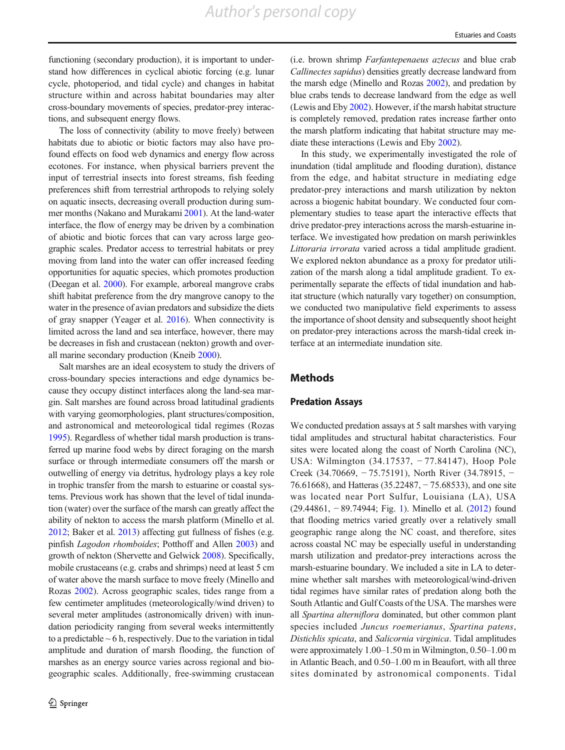functioning (secondary production), it is important to understand how differences in cyclical abiotic forcing (e.g. lunar cycle, photoperiod, and tidal cycle) and changes in habitat structure within and across habitat boundaries may alter cross-boundary movements of species, predator-prey interactions, and subsequent energy flows.

The loss of connectivity (ability to move freely) between habitats due to abiotic or biotic factors may also have profound effects on food web dynamics and energy flow across ecotones. For instance, when physical barriers prevent the input of terrestrial insects into forest streams, fish feeding preferences shift from terrestrial arthropods to relying solely on aquatic insects, decreasing overall production during summer months (Nakano and Murakami 2001). At the land-water interface, the flow of energy may be driven by a combination of abiotic and biotic forces that can vary across large geographic scales. Predator access to terrestrial habitats or prey moving from land into the water can offer increased feeding opportunities for aquatic species, which promotes production (Deegan et al. 2000). For example, arboreal mangrove crabs shift habitat preference from the dry mangrove canopy to the water in the presence of avian predators and subsidize the diets of gray snapper (Yeager et al. 2016). When connectivity is limited across the land and sea interface, however, there may be decreases in fish and crustacean (nekton) growth and overall marine secondary production (Kneib 2000).

Salt marshes are an ideal ecosystem to study the drivers of cross-boundary species interactions and edge dynamics because they occupy distinct interfaces along the land-sea margin. Salt marshes are found across broad latitudinal gradients with varying geomorphologies, plant structures/composition, and astronomical and meteorological tidal regimes (Rozas 1995). Regardless of whether tidal marsh production is transferred up marine food webs by direct foraging on the marsh surface or through intermediate consumers off the marsh or outwelling of energy via detritus, hydrology plays a key role in trophic transfer from the marsh to estuarine or coastal systems. Previous work has shown that the level of tidal inundation (water) over the surface of the marsh can greatly affect the ability of nekton to access the marsh platform (Minello et al. 2012; Baker et al. 2013) affecting gut fullness of fishes (e.g. pinfish *Lagodon rhomboides*; Potthoff and Allen 2003) and growth of nekton (Shervette and Gelwick 2008). Specifically, mobile crustaceans (e.g. crabs and shrimps) need at least 5 cm of water above the marsh surface to move freely (Minello and Rozas 2002). Across geographic scales, tides range from a few centimeter amplitudes (meteorological/wind driven) to several meter amplitudes (astronomically driven) with inundation periodicity ranging from several weeks intermittently to a predictable ~ 6 h, respectively. Due to the variation in tidal amplitude and duration of marsh flooding, the function of marshes as an energy source varies across regional and biogeographic scales. Additionally, free-swimming crustacean (i.e. brown shrimp *Farfantepenaeus aztecus* and blue crab *Callinectes sapidus*) densities greatly decrease landward from the marsh edge (Minello and Rozas 2002), and predation by blue crabs tends to decrease landward from the edge as well (Lewis and Eby 2002). However, if the marsh habitat structure is completely removed, predation rates increase farther onto the marsh platform indicating that habitat structure may mediate these interactions (Lewis and Eby 2002).

In this study, we experimentally investigated the role of inundation (tidal amplitude and flooding duration), distance from the edge, and habitat structure in mediating edge predator-prey interactions and marsh utilization by nekton across a biogenic habitat boundary. We conducted four complementary studies to tease apart the interactive effects that drive predator-prey interactions across the marsh-estuarine interface. We investigated how predation on marsh periwinkles *Littoraria irrorata* varied across a tidal amplitude gradient. We explored nekton abundance as a proxy for predator utilization of the marsh along a tidal amplitude gradient. To experimentally separate the effects of tidal inundation and habitat structure (which naturally vary together) on consumption, we conducted two manipulative field experiments to assess the importance of shoot density and subsequently shoot height on predator-prey interactions across the marsh-tidal creek interface at an intermediate inundation site.

## Methods

### Predation Assays

We conducted predation assays at 5 salt marshes with varying tidal amplitudes and structural habitat characteristics. Four sites were located along the coast of North Carolina (NC), USA: Wilmington (34.17537, − 77.84147), Hoop Pole Creek (34.70669, − 75.75191), North River (34.78915, − 76.61668), and Hatteras (35.22487, − 75.68533), and one site was located near Port Sulfur, Louisiana (LA), USA (29.44861, − 89.74944; Fig. 1). Minello et al. (2012) found that flooding metrics varied greatly over a relatively small geographic range along the NC coast, and therefore, sites across coastal NC may be especially useful in understanding marsh utilization and predator-prey interactions across the marsh-estuarine boundary. We included a site in LA to determine whether salt marshes with meteorological/wind-driven tidal regimes have similar rates of predation along both the South Atlantic and Gulf Coasts of the USA. The marshes were all *Spartina alterniflora* dominated, but other common plant species included *Juncus roemerianus*, *Spartina patens*, *Distichlis spicata*, and *Salicornia virginica*. Tidal amplitudes were approximately 1.00–1.50 m in Wilmington, 0.50–1.00 m in Atlantic Beach, and 0.50–1.00 m in Beaufort, with all three sites dominated by astronomical components. Tidal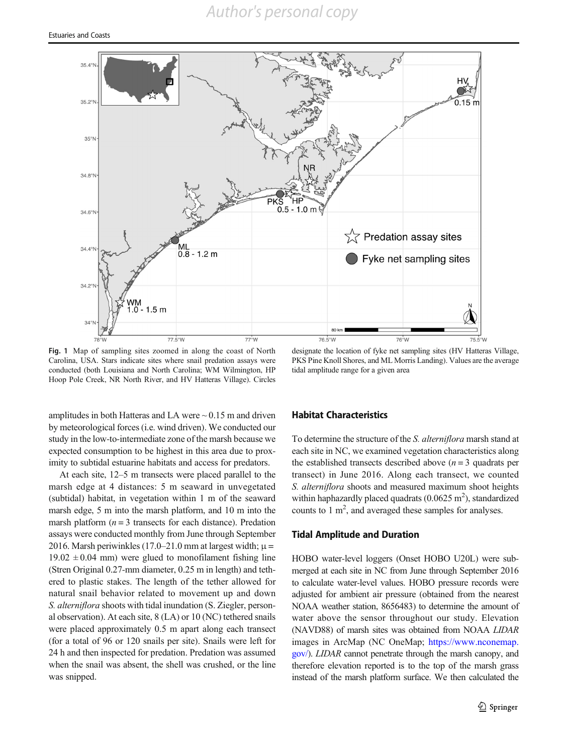**Fig. 1** Map of sampling sites zoomed in along the coast of North Carolina, USA. Stars indicate sites where snail predation assays were conducted (both Louisiana and North Carolina; WM Wilmington, HP Hoop Pole Creek, NR North River, and HV Hatteras Village). Circles designate the location of fyke net sampling sites (HV Hatteras Village, PKS Pine Knoll Shores, and ML Morris Landing). Values are the average tidal amplitude range for a given area

amplitudes in both Hatteras and LA were ~ 0.15 m and driven by meteorological forces (i.e. wind driven). We conducted our study in the low-to-intermediate zone of the marsh because we expected consumption to be highest in this area due to proximity to subtidal estuarine habitats and access for predators.

At each site, 12–5 m transects were placed parallel to the marsh edge at 4 distances: 5 m seaward in unvegetated (subtidal) habitat, in vegetation within 1 m of the seaward marsh edge, 5 m into the marsh platform, and 10 m into the marsh platform ($n = 3$ transects for each distance). Predation assays were conducted monthly from June through September 2016. Marsh periwinkles (17.0–21.0 mm at largest width; $\mu = 19.02 \pm 0.04$ mm) were glued to monofilament fishing line (Stren Original 0.27-mm diameter, 0.25 m in length) and tethered to plastic stakes. The length of the tether allowed for natural snail behavior related to movement up and down *S. alterniflora* shoots with tidal inundation (S. Ziegler, personal observation). At each site, 8 (LA) or 10 (NC) tethered snails were placed approximately 0.5 m apart along each transect (for a total of 96 or 120 snails per site). Snails were left for 24 h and then inspected for predation. Predation was assumed when the snail was absent, the shell was crushed, or the line was snipped.

## Habitat Characteristics

To determine the structure of the *S. alterniflora* marsh stand at each site in NC, we examined vegetation characteristics along the established transects described above ($n = 3$ quadrats per transect) in June 2016. Along each transect, we counted *S. alterniflora* shoots and measured maximum shoot heights within haphazardly placed quadrats ($0.0625\ m^2$), standardized counts to $1\ m^2$, and averaged these samples for analyses.

## Tidal Amplitude and Duration

HOBO water-level loggers (Onset HOBO U20L) were submerged at each site in NC from June through September 2016 to calculate water-level values. HOBO pressure records were adjusted for ambient air pressure (obtained from the nearest NOAA weather station, 8656483) to determine the amount of water above the sensor throughout our study. Elevation (NAVD88) of marsh sites was obtained from NOAA *LIDAR* images in ArcMap (NC OneMap; https://www.nconemap.gov/). *LIDAR* cannot penetrate through the marsh canopy, and therefore elevation reported is to the top of the marsh grass instead of the marsh platform surface. We then calculated the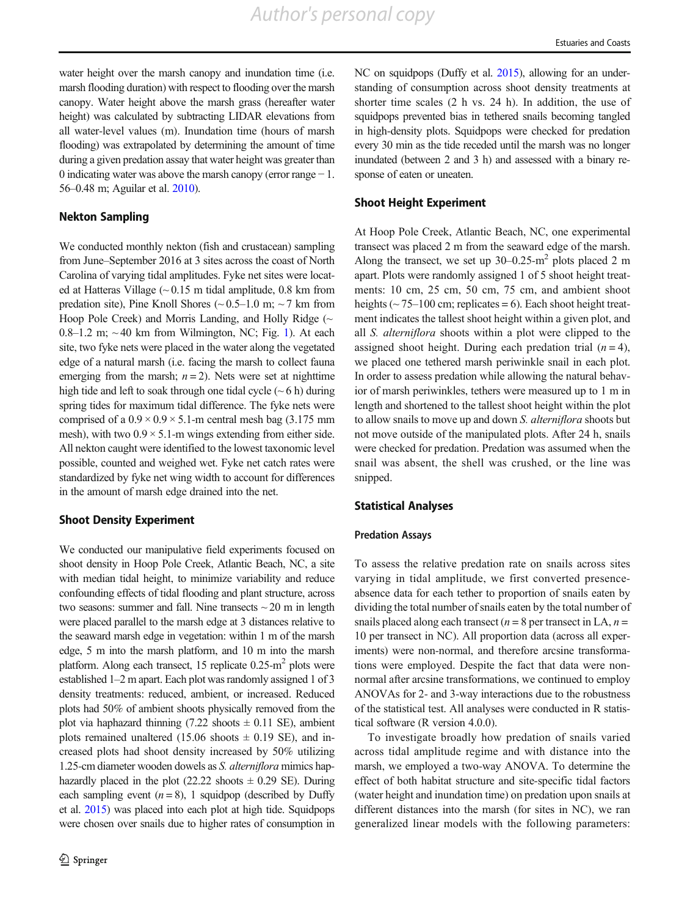water height over the marsh canopy and inundation time (i.e. marsh flooding duration) with respect to flooding over the marsh canopy. Water height above the marsh grass (hereafter water height) was calculated by subtracting LIDAR elevations from all water-level values (m). Inundation time (hours of marsh flooding) was extrapolated by determining the amount of time during a given predation assay that water height was greater than 0 indicating water was above the marsh canopy (error range − 1. 56–0.48 m; Aguilar et al. 2010).

### Nekton Sampling

We conducted monthly nekton (fish and crustacean) sampling from June–September 2016 at 3 sites across the coast of North Carolina of varying tidal amplitudes. Fyke net sites were located at Hatteras Village (~ 0.15 m tidal amplitude, 0.8 km from predation site), Pine Knoll Shores (~ 0.5–1.0 m; ~ 7 km from Hoop Pole Creek) and Morris Landing, and Holly Ridge (~ 0.8–1.2 m; ~ 40 km from Wilmington, NC; Fig. 1). At each site, two fyke nets were placed in the water along the vegetated edge of a natural marsh (i.e. facing the marsh to collect fauna emerging from the marsh; $n = 2$). Nets were set at nighttime high tide and left to soak through one tidal cycle (~ 6 h) during spring tides for maximum tidal difference. The fyke nets were comprised of a $0.9 \times 0.9 \times 5.1$-m central mesh bag (3.175 mm mesh), with two $0.9 \times 5.1$-m wings extending from either side. All nekton caught were identified to the lowest taxonomic level possible, counted and weighed wet. Fyke net catch rates were standardized by fyke net wing width to account for differences in the amount of marsh edge drained into the net.

### Shoot Density Experiment

We conducted our manipulative field experiments focused on shoot density in Hoop Pole Creek, Atlantic Beach, NC, a site with median tidal height, to minimize variability and reduce confounding effects of tidal flooding and plant structure, across two seasons: summer and fall. Nine transects ~ 20 m in length were placed parallel to the marsh edge at 3 distances relative to the seaward marsh edge in vegetation: within 1 m of the marsh edge, 5 m into the marsh platform, and 10 m into the marsh platform. Along each transect, 15 replicate 0.25-m$^2$ plots were established 1–2 m apart. Each plot was randomly assigned 1 of 3 density treatments: reduced, ambient, or increased. Reduced plots had 50% of ambient shoots physically removed from the plot via haphazard thinning (7.22 shoots ± 0.11 SE), ambient plots remained unaltered (15.06 shoots ± 0.19 SE), and increased plots had shoot density increased by 50% utilizing 1.25-cm diameter wooden dowels as *S. alterniflora* mimics haphazardly placed in the plot (22.22 shoots ± 0.29 SE). During each sampling event ($n = 8$), 1 squidpop (described by Duffy et al. 2015) was placed into each plot at high tide. Squidpops were chosen over snails due to higher rates of consumption in NC on squidpops (Duffy et al. 2015), allowing for an understanding of consumption across shoot density treatments at shorter time scales (2 h vs. 24 h). In addition, the use of squidpops prevented bias in tethered snails becoming tangled in high-density plots. Squidpops were checked for predation every 30 min as the tide receded until the marsh was no longer inundated (between 2 and 3 h) and assessed with a binary response of eaten or uneaten.

### Shoot Height Experiment

At Hoop Pole Creek, Atlantic Beach, NC, one experimental transect was placed 2 m from the seaward edge of the marsh. Along the transect, we set up 30–0.25-m$^2$ plots placed 2 m apart. Plots were randomly assigned 1 of 5 shoot height treatments: 10 cm, 25 cm, 50 cm, 75 cm, and ambient shoot heights (~ 75–100 cm; replicates = 6). Each shoot height treatment indicates the tallest shoot height within a given plot, and all *S. alterniflora* shoots within a plot were clipped to the assigned shoot height. During each predation trial ($n = 4$), we placed one tethered marsh periwinkle snail in each plot. In order to assess predation while allowing the natural behavior of marsh periwinkles, tethers were measured up to 1 m in length and shortened to the tallest shoot height within the plot to allow snails to move up and down *S. alterniflora* shoots but not move outside of the manipulated plots. After 24 h, snails were checked for predation. Predation was assumed when the snail was absent, the shell was crushed, or the line was snipped.

### Statistical Analyses

#### Predation Assays

To assess the relative predation rate on snails across sites varying in tidal amplitude, we first converted presence-absence data for each tether to proportion of snails eaten by dividing the total number of snails eaten by the total number of snails placed along each transect ($n = 8$ per transect in LA, $n = 10$ per transect in NC). All proportion data (across all experiments) were non-normal, and therefore arcsine transformations were employed. Despite the fact that data were non-normal after arcsine transformations, we continued to employ ANOVAs for 2- and 3-way interactions due to the robustness of the statistical test. All analyses were conducted in R statistical software (R version 4.0.0).

To investigate broadly how predation of snails varied across tidal amplitude regime and with distance into the marsh, we employed a two-way ANOVA. To determine the effect of both habitat structure and site-specific tidal factors (water height and inundation time) on predation upon snails at different distances into the marsh (for sites in NC), we ran generalized linear models with the following parameters: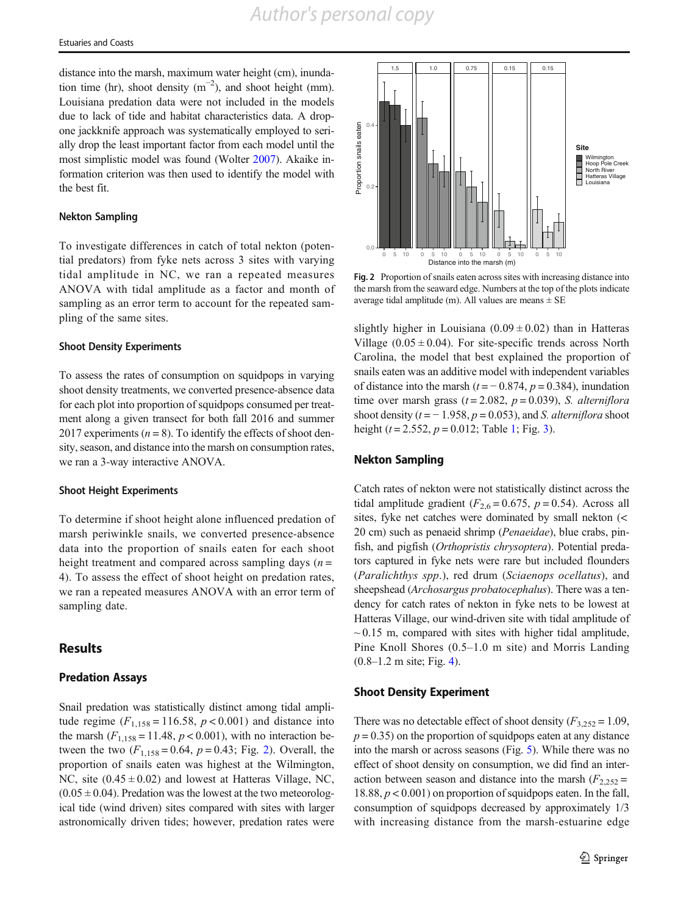distance into the marsh, maximum water height (cm), inundation time (hr), shoot density ($m^{-2}$), and shoot height (mm). Louisiana predation data were not included in the models due to lack of tide and habitat characteristics data. A drop-one jackknife approach was systematically employed to serially drop the least important factor from each model until the most simplistic model was found (Wolter 2007). Akaike information criterion was then used to identify the model with the best fit.

### Nekton Sampling

To investigate differences in catch of total nekton (potential predators) from fyke nets across 3 sites with varying tidal amplitude in NC, we ran a repeated measures ANOVA with tidal amplitude as a factor and month of sampling as an error term to account for the repeated sampling of the same sites.

### Shoot Density Experiments

To assess the rates of consumption on squidpops in varying shoot density treatments, we converted presence-absence data for each plot into proportion of squidpops consumed per treatment along a given transect for both fall 2016 and summer 2017 experiments ($n = 8$). To identify the effects of shoot density, season, and distance into the marsh on consumption rates, we ran a 3-way interactive ANOVA.

### Shoot Height Experiments

To determine if shoot height alone influenced predation of marsh periwinkle snails, we converted presence-absence data into the proportion of snails eaten for each shoot height treatment and compared across sampling days ($n = 4$). To assess the effect of shoot height on predation rates, we ran a repeated measures ANOVA with an error term of sampling date.

## Results

### Predation Assays

Snail predation was statistically distinct among tidal amplitude regime ($F_{1,158} = 116.58$, $p < 0.001$) and distance into the marsh ($F_{1,158} = 11.48$, $p < 0.001$), with no interaction between the two ($F_{1,158} = 0.64$, $p = 0.43$; Fig. 2). Overall, the proportion of snails eaten was highest at the Wilmington, NC, site ($0.45 \pm 0.02$) and lowest at Hatteras Village, NC, ($0.05 \pm 0.04$). Predation was the lowest at the two meteorological tide (wind driven) sites compared with sites with larger astronomically driven tides; however, predation rates were

Fig. 2 Proportion of snails eaten across sites with increasing distance into the marsh from the seaward edge. Numbers at the top of the plots indicate average tidal amplitude (m). All values are means ± SE

slightly higher in Louisiana ($0.09 \pm 0.02$) than in Hatteras Village ($0.05 \pm 0.04$). For site-specific trends across North Carolina, the model that best explained the proportion of snails eaten was an additive model with independent variables of distance into the marsh ($t = -0.874$, $p = 0.384$), inundation time over marsh grass ($t = 2.082$, $p = 0.039$), *S. alterniflora* shoot density ($t = -1.958$, $p = 0.053$), and *S. alterniflora* shoot height ($t = 2.552$, $p = 0.012$; Table 1; Fig. 3).

### Nekton Sampling

Catch rates of nekton were not statistically distinct across the tidal amplitude gradient ($F_{2,6} = 0.675$, $p = 0.54$). Across all sites, fyke net catches were dominated by small nekton (< 20 cm) such as penaeid shrimp (*Penaeidae*), blue crabs, pinfish, and pigfish (*Orthopristis chrysoptera*). Potential predators captured in fyke nets were rare but included flounders (*Paralichthys spp*.), red drum (*Sciaenops ocellatus*), and sheepshead (*Archosargus probatocephalus*). There was a tendency for catch rates of nekton in fyke nets to be lowest at Hatteras Village, our wind-driven site with tidal amplitude of ~ 0.15 m, compared with sites with higher tidal amplitude, Pine Knoll Shores (0.5–1.0 m site) and Morris Landing (0.8–1.2 m site; Fig. 4).

### Shoot Density Experiment

There was no detectable effect of shoot density ($F_{3,252} = 1.09$, $p = 0.35$) on the proportion of squidpops eaten at any distance into the marsh or across seasons (Fig. 5). While there was no effect of shoot density on consumption, we did find an interaction between season and distance into the marsh ($F_{2,252} = 18.88$, $p < 0.001$) on proportion of squidpops eaten. In the fall, consumption of squidpops decreased by approximately 1/3 with increasing distance from the marsh-estuarine edge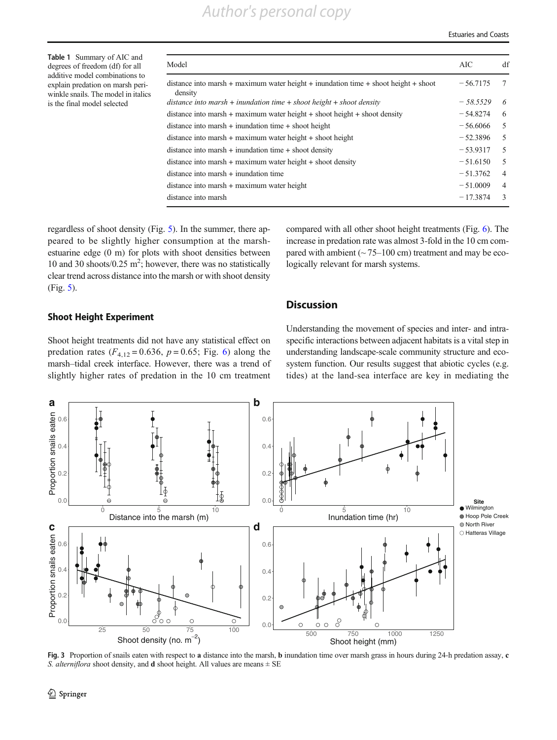**Table 1** Summary of AIC and degrees of freedom (df) for all additive model combinations to explain predation on marsh periwinkle snails. The model in italics is the final model selected

| Model | AIC | df |
|---|---|---|
| distance into marsh + maximum water height + inundation time + shoot height + shoot density | − 56.7175 | 7 |
| *distance into marsh + inundation time + shoot height + shoot density* | *− 58.5529* | *6* |
| distance into marsh + maximum water height + shoot height + shoot density | − 54.8274 | 6 |
| distance into marsh + inundation time + shoot height | − 56.6066 | 5 |
| distance into marsh + maximum water height + shoot height | − 52.3896 | 5 |
| distance into marsh + inundation time + shoot density | − 53.9317 | 5 |
| distance into marsh + maximum water height + shoot density | − 51.6150 | 5 |
| distance into marsh + inundation time | − 51.3762 | 4 |
| distance into marsh + maximum water height | − 51.0009 | 4 |
| distance into marsh | − 17.3874 | 3 |

regardless of shoot density (Fig. 5). In the summer, there appeared to be slightly higher consumption at the marsh-estuarine edge (0 m) for plots with shoot densities between 10 and 30 shoots/0.25 m$^2$; however, there was no statistically clear trend across distance into the marsh or with shoot density (Fig. 5).

### Shoot Height Experiment

Shoot height treatments did not have any statistical effect on predation rates ($F_{4,12} = 0.636$, $p = 0.65$; Fig. 6) along the marsh–tidal creek interface. However, there was a trend of slightly higher rates of predation in the 10 cm treatment compared with all other shoot height treatments (Fig. 6). The increase in predation rate was almost 3-fold in the 10 cm compared with ambient (~ 75–100 cm) treatment and may be ecologically relevant for marsh systems.

## Discussion

Understanding the movement of species and inter- and intraspecific interactions between adjacent habitats is a vital step in understanding landscape-scale community structure and ecosystem function. Our results suggest that abiotic cycles (e.g. tides) at the land-sea interface are key in mediating the

**Fig. 3** Proportion of snails eaten with respect to **a** distance into the marsh, **b** inundation time over marsh grass in hours during 24-h predation assay, **c** *S. alterniflora* shoot density, and **d** shoot height. All values are means ± SE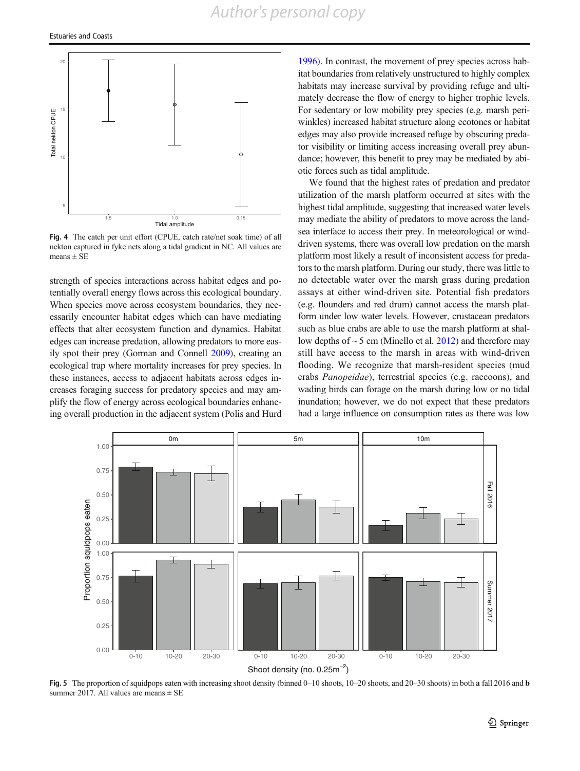Total nekton CPUE

20

15

10

5

1.5

1.0

0.15

Tidal amplitude

**Fig. 4** The catch per unit effort (CPUE, catch rate/net soak time) of all nekton captured in fyke nets along a tidal gradient in NC. All values are means ± SE

strength of species interactions across habitat edges and potentially overall energy flows across this ecological boundary. When species move across ecosystem boundaries, they necessarily encounter habitat edges which can have mediating effects that alter ecosystem function and dynamics. Habitat edges can increase predation, allowing predators to more easily spot their prey (Gorman and Connell 2009), creating an ecological trap where mortality increases for prey species. In these instances, access to adjacent habitats across edges increases foraging success for predatory species and may amplify the flow of energy across ecological boundaries enhancing overall production in the adjacent system (Polis and Hurd 1996). In contrast, the movement of prey species across habitat boundaries from relatively unstructured to highly complex habitats may increase survival by providing refuge and ultimately decrease the flow of energy to higher trophic levels. For sedentary or low mobility prey species (e.g. marsh periwinkles) increased habitat structure along ecotones or habitat edges may also provide increased refuge by obscuring predator visibility or limiting access increasing overall prey abundance; however, this benefit to prey may be mediated by abiotic forces such as tidal amplitude.

We found that the highest rates of predation and predator utilization of the marsh platform occurred at sites with the highest tidal amplitude, suggesting that increased water levels may mediate the ability of predators to move across the land-sea interface to access their prey. In meteorological or wind-driven systems, there was overall low predation on the marsh platform most likely a result of inconsistent access for predators to the marsh platform. During our study, there was little to no detectable water over the marsh grass during predation assays at either wind-driven site. Potential fish predators (e.g. flounders and red drum) cannot access the marsh platform under low water levels. However, crustacean predators such as blue crabs are able to use the marsh platform at shallow depths of ~ 5 cm (Minello et al. 2012) and therefore may still have access to the marsh in areas with wind-driven flooding. We recognize that marsh-resident species (mud crabs *Panopeidae*), terrestrial species (e.g. raccoons), and wading birds can forage on the marsh during low or no tidal inundation; however, we do not expect that these predators had a large influence on consumption rates as there was low

0m

5m

10m

Fall 2016

Summer 2017

Proportion squidpops eaten

1.00

0.75

0.50

0.25

0.00

0-10

10-20

20-30

Shoot density (no. 0.25m$^{-2}$)

**Fig. 5** The proportion of squidpops eaten with increasing shoot density (binned 0–10 shoots, 10–20 shoots, and 20–30 shoots) in both **a** fall 2016 and **b** summer 2017. All values are means ± SE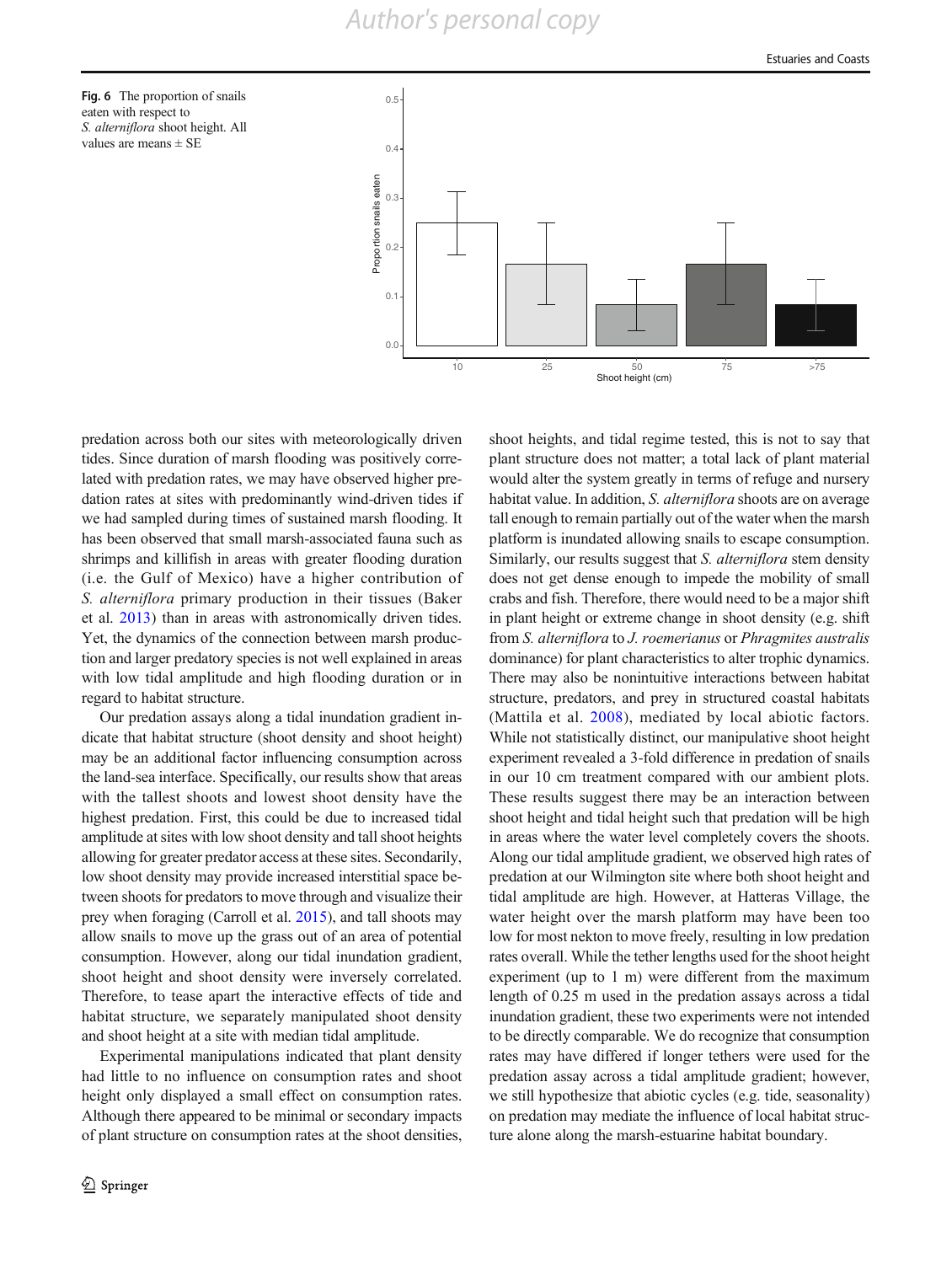Fig. 6 The proportion of snails eaten with respect to *S. alterniflora* shoot height. All values are means ± SE

predation across both our sites with meteorologically driven tides. Since duration of marsh flooding was positively correlated with predation rates, we may have observed higher predation rates at sites with predominantly wind-driven tides if we had sampled during times of sustained marsh flooding. It has been observed that small marsh-associated fauna such as shrimps and killifish in areas with greater flooding duration (i.e. the Gulf of Mexico) have a higher contribution of *S. alterniflora* primary production in their tissues (Baker et al. 2013) than in areas with astronomically driven tides. Yet, the dynamics of the connection between marsh production and larger predatory species is not well explained in areas with low tidal amplitude and high flooding duration or in regard to habitat structure.

Our predation assays along a tidal inundation gradient indicate that habitat structure (shoot density and shoot height) may be an additional factor influencing consumption across the land-sea interface. Specifically, our results show that areas with the tallest shoots and lowest shoot density have the highest predation. First, this could be due to increased tidal amplitude at sites with low shoot density and tall shoot heights allowing for greater predator access at these sites. Secondarily, low shoot density may provide increased interstitial space between shoots for predators to move through and visualize their prey when foraging (Carroll et al. 2015), and tall shoots may allow snails to move up the grass out of an area of potential consumption. However, along our tidal inundation gradient, shoot height and shoot density were inversely correlated. Therefore, to tease apart the interactive effects of tide and habitat structure, we separately manipulated shoot density and shoot height at a site with median tidal amplitude.

Experimental manipulations indicated that plant density had little to no influence on consumption rates and shoot height only displayed a small effect on consumption rates. Although there appeared to be minimal or secondary impacts of plant structure on consumption rates at the shoot densities, shoot heights, and tidal regime tested, this is not to say that plant structure does not matter; a total lack of plant material would alter the system greatly in terms of refuge and nursery habitat value. In addition, *S. alterniflora* shoots are on average tall enough to remain partially out of the water when the marsh platform is inundated allowing snails to escape consumption. Similarly, our results suggest that *S. alterniflora* stem density does not get dense enough to impede the mobility of small crabs and fish. Therefore, there would need to be a major shift in plant height or extreme change in shoot density (e.g. shift from *S. alterniflora* to *J. roemerianus* or *Phragmites australis* dominance) for plant characteristics to alter trophic dynamics. There may also be nonintuitive interactions between habitat structure, predators, and prey in structured coastal habitats (Mattila et al. 2008), mediated by local abiotic factors. While not statistically distinct, our manipulative shoot height experiment revealed a 3-fold difference in predation of snails in our 10 cm treatment compared with our ambient plots. These results suggest there may be an interaction between shoot height and tidal height such that predation will be high in areas where the water level completely covers the shoots. Along our tidal amplitude gradient, we observed high rates of predation at our Wilmington site where both shoot height and tidal amplitude are high. However, at Hatteras Village, the water height over the marsh platform may have been too low for most nekton to move freely, resulting in low predation rates overall. While the tether lengths used for the shoot height experiment (up to 1 m) were different from the maximum length of 0.25 m used in the predation assays across a tidal inundation gradient, these two experiments were not intended to be directly comparable. We do recognize that consumption rates may have differed if longer tethers were used for the predation assay across a tidal amplitude gradient; however, we still hypothesize that abiotic cycles (e.g. tide, seasonality) on predation may mediate the influence of local habitat structure alone along the marsh-estuarine habitat boundary.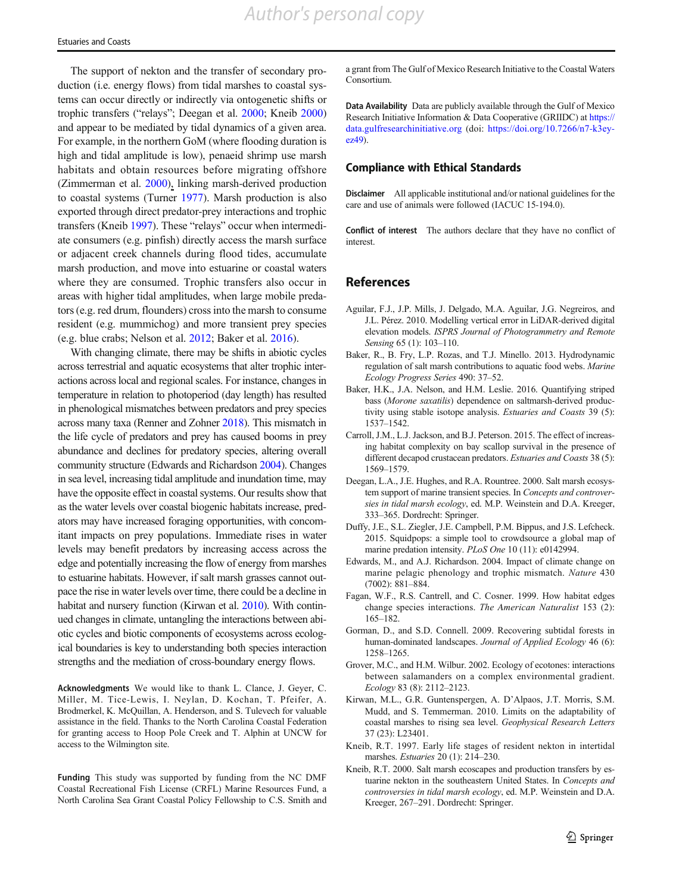The support of nekton and the transfer of secondary production (i.e. energy flows) from tidal marshes to coastal systems can occur directly or indirectly via ontogenetic shifts or trophic transfers ("relays"; Deegan et al. 2000; Kneib 2000) and appear to be mediated by tidal dynamics of a given area. For example, in the northern GoM (where flooding duration is high and tidal amplitude is low), penaeid shrimp use marsh habitats and obtain resources before migrating offshore (Zimmerman et al. 2000), linking marsh-derived production to coastal systems (Turner 1977). Marsh production is also exported through direct predator-prey interactions and trophic transfers (Kneib 1997). These "relays" occur when intermediate consumers (e.g. pinfish) directly access the marsh surface or adjacent creek channels during flood tides, accumulate marsh production, and move into estuarine or coastal waters where they are consumed. Trophic transfers also occur in areas with higher tidal amplitudes, when large mobile predators (e.g. red drum, flounders) cross into the marsh to consume resident (e.g. mummichog) and more transient prey species (e.g. blue crabs; Nelson et al. 2012; Baker et al. 2016).

With changing climate, there may be shifts in abiotic cycles across terrestrial and aquatic ecosystems that alter trophic interactions across local and regional scales. For instance, changes in temperature in relation to photoperiod (day length) has resulted in phenological mismatches between predators and prey species across many taxa (Renner and Zohner 2018). This mismatch in the life cycle of predators and prey has caused booms in prey abundance and declines for predatory species, altering overall community structure (Edwards and Richardson 2004). Changes in sea level, increasing tidal amplitude and inundation time, may have the opposite effect in coastal systems. Our results show that as the water levels over coastal biogenic habitats increase, predators may have increased foraging opportunities, with concomitant impacts on prey populations. Immediate rises in water levels may benefit predators by increasing access across the edge and potentially increasing the flow of energy from marshes to estuarine habitats. However, if salt marsh grasses cannot outpace the rise in water levels over time, there could be a decline in habitat and nursery function (Kirwan et al. 2010). With continued changes in climate, untangling the interactions between abiotic cycles and biotic components of ecosystems across ecological boundaries is key to understanding both species interaction strengths and the mediation of cross-boundary energy flows.

**Acknowledgments** We would like to thank L. Clance, J. Geyer, C. Miller, M. Tice-Lewis, I. Neylan, D. Kochan, T. Pfeifer, A. Brodmerkel, K. McQuillan, A. Henderson, and S. Tulevech for valuable assistance in the field. Thanks to the North Carolina Coastal Federation for granting access to Hoop Pole Creek and T. Alphin at UNCW for access to the Wilmington site.

**Funding** This study was supported by funding from the NC DMF Coastal Recreational Fish License (CRFL) Marine Resources Fund, a North Carolina Sea Grant Coastal Policy Fellowship to C.S. Smith and a grant from The Gulf of Mexico Research Initiative to the Coastal Waters Consortium.

**Data Availability** Data are publicly available through the Gulf of Mexico Research Initiative Information & Data Cooperative (GRIIDC) at https://data.gulfresearchinitiative.org (doi: https://doi.org/10.7266/n7-k3ey-ez49).

## Compliance with Ethical Standards

**Disclaimer** All applicable institutional and/or national guidelines for the care and use of animals were followed (IACUC 15-194.0).

**Conflict of interest** The authors declare that they have no conflict of interest.

## References

Aguilar, F.J., J.P. Mills, J. Delgado, M.A. Aguilar, J.G. Negreiros, and J.L. Pérez. 2010. Modelling vertical error in LiDAR-derived digital elevation models. *ISPRS Journal of Photogrammetry and Remote Sensing* 65 (1): 103–110.

Baker, R., B. Fry, L.P. Rozas, and T.J. Minello. 2013. Hydrodynamic regulation of salt marsh contributions to aquatic food webs. *Marine Ecology Progress Series* 490: 37–52.

Baker, H.K., J.A. Nelson, and H.M. Leslie. 2016. Quantifying striped bass (*Morone saxatilis*) dependence on saltmarsh-derived productivity using stable isotope analysis. *Estuaries and Coasts* 39 (5): 1537–1542.

Carroll, J.M., L.J. Jackson, and B.J. Peterson. 2015. The effect of increasing habitat complexity on bay scallop survival in the presence of different decapod crustacean predators. *Estuaries and Coasts* 38 (5): 1569–1579.

Deegan, L.A., J.E. Hughes, and R.A. Rountree. 2000. Salt marsh ecosystem support of marine transient species. In *Concepts and controversies in tidal marsh ecology*, ed. M.P. Weinstein and D.A. Kreeger, 333–365. Dordrecht: Springer.

Duffy, J.E., S.L. Ziegler, J.E. Campbell, P.M. Bippus, and J.S. Lefcheck. 2015. Squidpops: a simple tool to crowdsource a global map of marine predation intensity. *PLoS One* 10 (11): e0142994.

Edwards, M., and A.J. Richardson. 2004. Impact of climate change on marine pelagic phenology and trophic mismatch. *Nature* 430 (7002): 881–884.

Fagan, W.F., R.S. Cantrell, and C. Cosner. 1999. How habitat edges change species interactions. *The American Naturalist* 153 (2): 165–182.

Gorman, D., and S.D. Connell. 2009. Recovering subtidal forests in human-dominated landscapes. *Journal of Applied Ecology* 46 (6): 1258–1265.

Grover, M.C., and H.M. Wilbur. 2002. Ecology of ecotones: interactions between salamanders on a complex environmental gradient. *Ecology* 83 (8): 2112–2123.

Kirwan, M.L., G.R. Guntenspergen, A. D'Alpaos, J.T. Morris, S.M. Mudd, and S. Temmerman. 2010. Limits on the adaptability of coastal marshes to rising sea level. *Geophysical Research Letters* 37 (23): L23401.

Kneib, R.T. 1997. Early life stages of resident nekton in intertidal marshes. *Estuaries* 20 (1): 214–230.

Kneib, R.T. 2000. Salt marsh ecoscapes and production transfers by estuarine nekton in the southeastern United States. In *Concepts and controversies in tidal marsh ecology*, ed. M.P. Weinstein and D.A. Kreeger, 267–291. Dordrecht: Springer.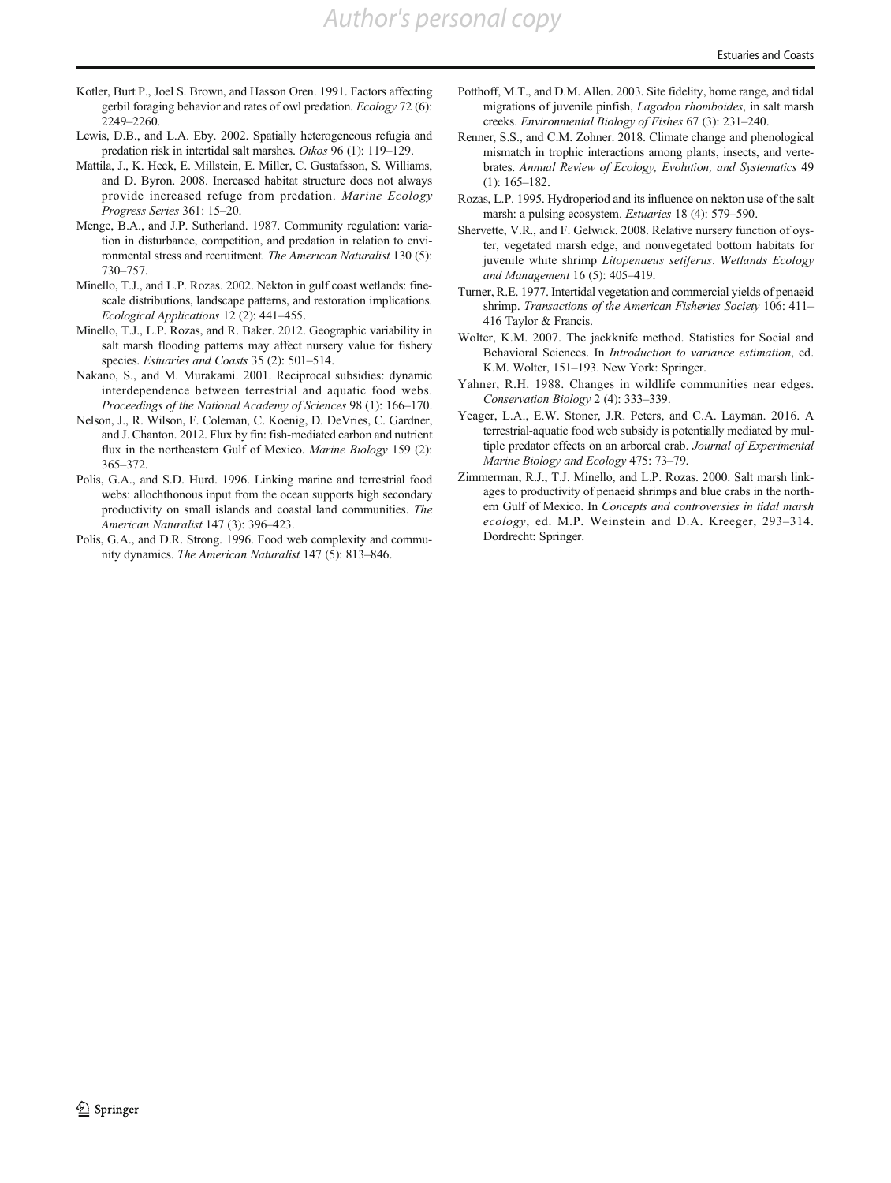Kotler, Burt P., Joel S. Brown, and Hasson Oren. 1991. Factors affecting gerbil foraging behavior and rates of owl predation. *Ecology* 72 (6): 2249–2260.

Lewis, D.B., and L.A. Eby. 2002. Spatially heterogeneous refugia and predation risk in intertidal salt marshes. *Oikos* 96 (1): 119–129.

Mattila, J., K. Heck, E. Millstein, E. Miller, C. Gustafsson, S. Williams, and D. Byron. 2008. Increased habitat structure does not always provide increased refuge from predation. *Marine Ecology Progress Series* 361: 15–20.

Menge, B.A., and J.P. Sutherland. 1987. Community regulation: variation in disturbance, competition, and predation in relation to environmental stress and recruitment. *The American Naturalist* 130 (5): 730–757.

Minello, T.J., and L.P. Rozas. 2002. Nekton in gulf coast wetlands: fine-scale distributions, landscape patterns, and restoration implications. *Ecological Applications* 12 (2): 441–455.

Minello, T.J., L.P. Rozas, and R. Baker. 2012. Geographic variability in salt marsh flooding patterns may affect nursery value for fishery species. *Estuaries and Coasts* 35 (2): 501–514.

Nakano, S., and M. Murakami. 2001. Reciprocal subsidies: dynamic interdependence between terrestrial and aquatic food webs. *Proceedings of the National Academy of Sciences* 98 (1): 166–170.

Nelson, J., R. Wilson, F. Coleman, C. Koenig, D. DeVries, C. Gardner, and J. Chanton. 2012. Flux by fin: fish-mediated carbon and nutrient flux in the northeastern Gulf of Mexico. *Marine Biology* 159 (2): 365–372.

Polis, G.A., and S.D. Hurd. 1996. Linking marine and terrestrial food webs: allochthonous input from the ocean supports high secondary productivity on small islands and coastal land communities. *The American Naturalist* 147 (3): 396–423.

Polis, G.A., and D.R. Strong. 1996. Food web complexity and community dynamics. *The American Naturalist* 147 (5): 813–846.

Potthoff, M.T., and D.M. Allen. 2003. Site fidelity, home range, and tidal migrations of juvenile pinfish, *Lagodon rhomboides*, in salt marsh creeks. *Environmental Biology of Fishes* 67 (3): 231–240.

Renner, S.S., and C.M. Zohner. 2018. Climate change and phenological mismatch in trophic interactions among plants, insects, and vertebrates. *Annual Review of Ecology, Evolution, and Systematics* 49 (1): 165–182.

Rozas, L.P. 1995. Hydroperiod and its influence on nekton use of the salt marsh: a pulsing ecosystem. *Estuaries* 18 (4): 579–590.

Shervette, V.R., and F. Gelwick. 2008. Relative nursery function of oyster, vegetated marsh edge, and nonvegetated bottom habitats for juvenile white shrimp *Litopenaeus setiferus*. *Wetlands Ecology and Management* 16 (5): 405–419.

Turner, R.E. 1977. Intertidal vegetation and commercial yields of penaeid shrimp. *Transactions of the American Fisheries Society* 106: 411–416 Taylor & Francis.

Wolter, K.M. 2007. The jackknife method. Statistics for Social and Behavioral Sciences. In *Introduction to variance estimation*, ed. K.M. Wolter, 151–193. New York: Springer.

Yahner, R.H. 1988. Changes in wildlife communities near edges. *Conservation Biology* 2 (4): 333–339.

Yeager, L.A., E.W. Stoner, J.R. Peters, and C.A. Layman. 2016. A terrestrial-aquatic food web subsidy is potentially mediated by multiple predator effects on an arboreal crab. *Journal of Experimental Marine Biology and Ecology* 475: 73–79.

Zimmerman, R.J., T.J. Minello, and L.P. Rozas. 2000. Salt marsh linkages to productivity of penaeid shrimps and blue crabs in the northern Gulf of Mexico. In *Concepts and controversies in tidal marsh ecology*, ed. M.P. Weinstein and D.A. Kreeger, 293–314. Dordrecht: Springer.